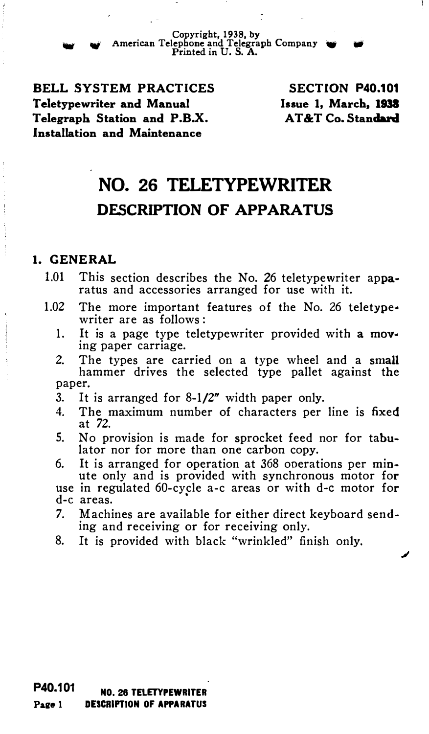Copyright, 1938, by
American Telephone and Telegraph Company
Printed in U. S. A.

**BELL SYSTEM PRACTICES**
**Teletypewriter and Manual Telegraph Station and P.B.X. Installation and Maintenance**

**SECTION P40.101**
**Issue 1, March, 1938**
**AT&T Co. Standard**

# NO. 26 TELETYPEWRITER
## DESCRIPTION OF APPARATUS

### 1. GENERAL

1.01 This section describes the No. 26 teletypewriter apparatus and accessories arranged for use with it.

1.02 The more important features of the No. 26 teletypewriter are as follows:

1. It is a page type teletypewriter provided with a moving paper carriage.
2. The types are carried on a type wheel and a small hammer drives the selected type pallet against the paper.
3. It is arranged for 8-1/2" width paper only.
4. The maximum number of characters per line is fixed at 72.
5. No provision is made for sprocket feed nor for tabulator nor for more than one carbon copy.
6. It is arranged for operation at 368 operations per minute only and is provided with synchronous motor for use in regulated 60-cycle a-c areas or with d-c motor for d-c areas.
7. Machines are available for either direct keyboard sending and receiving or for receiving only.
8. It is provided with black "wrinkled" finish only.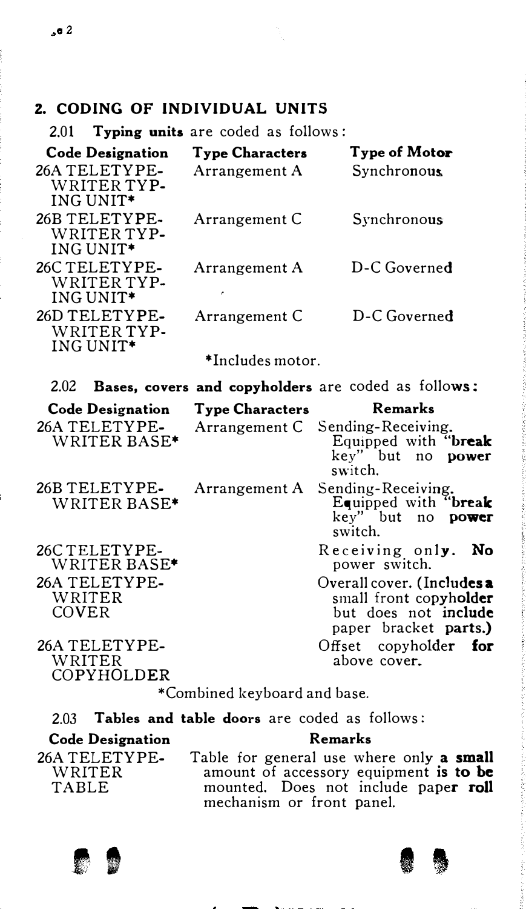## 2. CODING OF INDIVIDUAL UNITS

2.01 **Typing units** are coded as follows:

| Code Designation | Type Characters | Type of Motor |
|---|---|---|
| 26A TELETYPE-WRITER TYPING UNIT* | Arrangement A | Synchronous |
| 26B TELETYPE-WRITER TYPING UNIT* | Arrangement C | Synchronous |
| 26C TELETYPE-WRITER TYPING UNIT* | Arrangement A | D-C Governed |
| 26D TELETYPE-WRITER TYPING UNIT* | Arrangement C | D-C Governed |

*Includes motor.

2.02 **Bases, covers and copyholders** are coded as follows:

| Code Designation | Type Characters | Remarks |
|---|---|---|
| 26A TELETYPE-WRITER BASE* | Arrangement C | Sending-Receiving. Equipped with "break key" but no power switch. |
| 26B TELETYPE-WRITER BASE* | Arrangement A | Sending-Receiving. Equipped with "break key" but no power switch. |
| 26C TELETYPE-WRITER BASE* | | Receiving only. No power switch. |
| 26A TELETYPE-WRITER COVER | | Overall cover. (Includes a small front copyholder but does not include paper bracket parts.) |
| 26A TELETYPE-WRITER COPYHOLDER | | Offset copyholder for above cover. |

*Combined keyboard and base.

2.03 **Tables and table doors** are coded as follows:

| Code Designation | Remarks |
|---|---|
| 26A TELETYPE-WRITER TABLE | Table for general use where only a small amount of accessory equipment is to be mounted. Does not include paper roll mechanism or front panel. |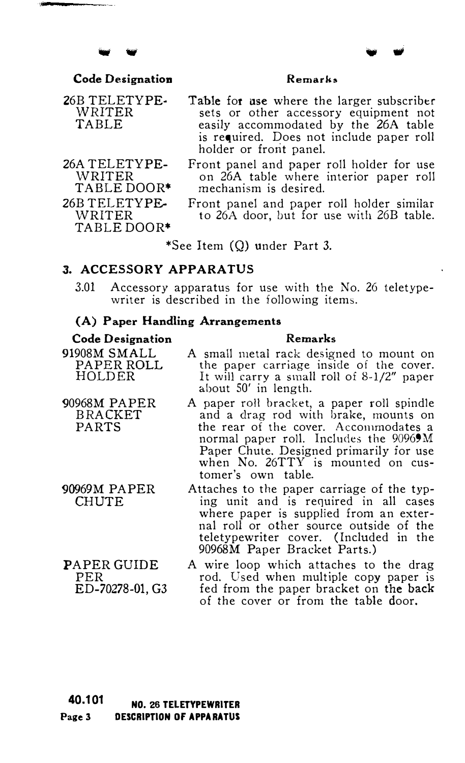| Code Designation | Remarks |
|---|---|
| 26B TELETYPEWRITER TABLE | Table for use where the larger subscriber sets or other accessory equipment not easily accommodated by the 26A table is required. Does not include paper roll holder or front panel. |
| 26A TELETYPEWRITER TABLE DOOR* | Front panel and paper roll holder for use on 26A table where interior paper roll mechanism is desired. |
| 26B TELETYPEWRITER TABLE DOOR* | Front panel and paper roll holder similar to 26A door, but for use with 26B table. |

*See Item (Q) under Part 3.

## 3. ACCESSORY APPARATUS

3.01 Accessory apparatus for use with the No. 26 teletypewriter is described in the following items.

### (A) Paper Handling Arrangements

| Code Designation | Remarks |
|---|---|
| 91908M SMALL PAPER ROLL HOLDER | A small metal rack designed to mount on the paper carriage inside of the cover. It will carry a small roll of 8-1/2" paper about 50' in length. |
| 90968M PAPER BRACKET PARTS | A paper roll bracket, a paper roll spindle and a drag rod with brake, mounts on the rear of the cover. Accommodates a normal paper roll. Includes the 90969M Paper Chute. Designed primarily for use when No. 26TTY is mounted on customer's own table. |
| 90969M PAPER CHUTE | Attaches to the paper carriage of the typing unit and is required in all cases where paper is supplied from an external roll or other source outside of the teletypewriter cover. (Included in the 90968M Paper Bracket Parts.) |
| PAPER GUIDE PER ED-70278-01, G3 | A wire loop which attaches to the drag rod. Used when multiple copy paper is fed from the paper bracket on the back of the cover or from the table door. |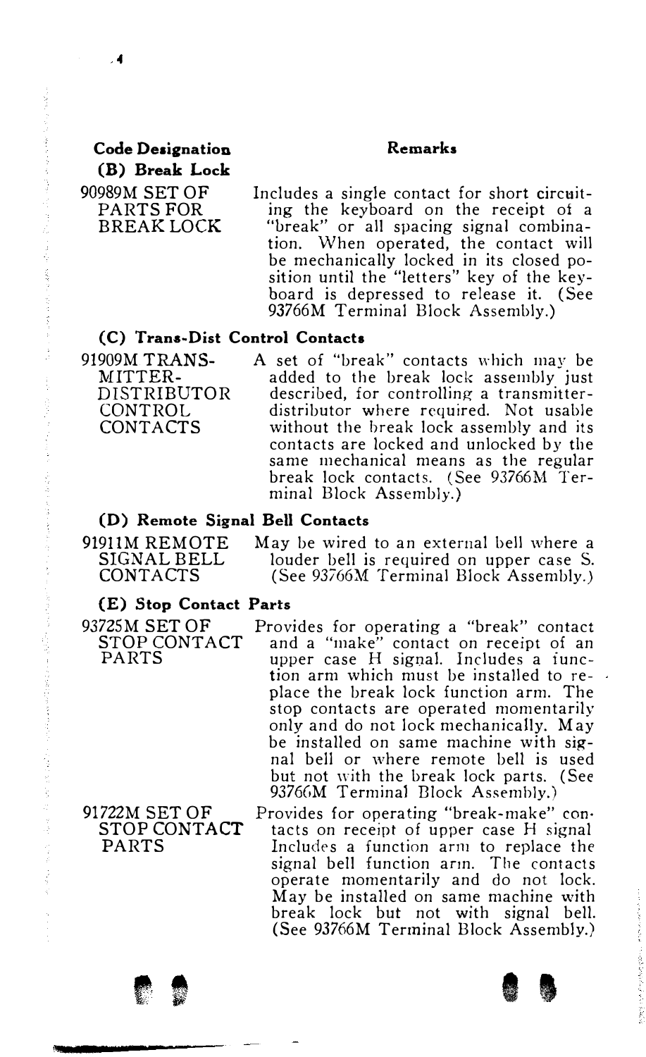| **Code Designation** | **Remarks** |
|---|---|
| **(B) Break Lock** | |
| 90989M SET OF PARTS FOR BREAK LOCK | Includes a single contact for short circuiting the keyboard on the receipt of a "break" or all spacing signal combination. When operated, the contact will be mechanically locked in its closed position until the "letters" key of the keyboard is depressed to release it. (See 93766M Terminal Block Assembly.) |
| **(C) Trans-Dist Control Contacts** | |
| 91909M TRANSMITTER-DISTRIBUTOR CONTROL CONTACTS | A set of "break" contacts which may be added to the break lock assembly just described, for controlling a transmitter-distributor where required. Not usable without the break lock assembly and its contacts are locked and unlocked by the same mechanical means as the regular break lock contacts. (See 93766M Terminal Block Assembly.) |
| **(D) Remote Signal Bell Contacts** | |
| 91911M REMOTE SIGNAL BELL CONTACTS | May be wired to an external bell where a louder bell is required on upper case S. (See 93766M Terminal Block Assembly.) |
| **(E) Stop Contact Parts** | |
| 93725M SET OF STOP CONTACT PARTS | Provides for operating a "break" contact and a "make" contact on receipt of an upper case H signal. Includes a function arm which must be installed to replace the break lock function arm. The stop contacts are operated momentarily only and do not lock mechanically. May be installed on same machine with signal bell or where remote bell is used but not with the break lock parts. (See 93766M Terminal Block Assembly.) |
| 91722M SET OF STOP CONTACT PARTS | Provides for operating "break-make" contacts on receipt of upper case H signal Includes a function arm to replace the signal bell function arm. The contacts operate momentarily and do not lock. May be installed on same machine with break lock but not with signal bell. (See 93766M Terminal Block Assembly.) |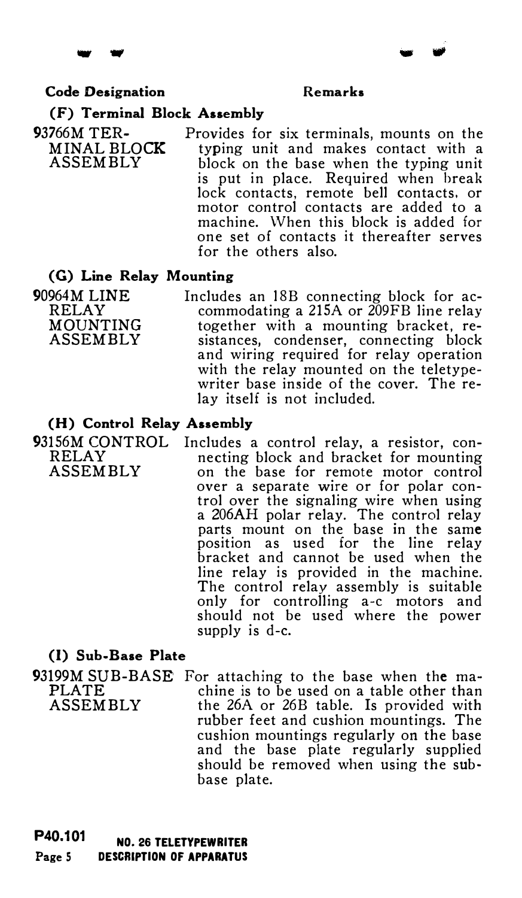| Code Designation | Remarks |
| --- | --- |
| **(F) Terminal Block Assembly** | |
| 93766M TERMINAL BLOCK ASSEMBLY | Provides for six terminals, mounts on the typing unit and makes contact with a block on the base when the typing unit is put in place. Required when break lock contacts, remote bell contacts, or motor control contacts are added to a machine. When this block is added for one set of contacts it thereafter serves for the others also. |
| **(G) Line Relay Mounting** | |
| 90964M LINE RELAY MOUNTING ASSEMBLY | Includes an 18B connecting block for accommodating a 215A or 209FB line relay together with a mounting bracket, resistances, condenser, connecting block and wiring required for relay operation with the relay mounted on the teletypewriter base inside of the cover. The relay itself is not included. |
| **(H) Control Relay Assembly** | |
| 93156M CONTROL RELAY ASSEMBLY | Includes a control relay, a resistor, connecting block and bracket for mounting on the base for remote motor control over a separate wire or for polar control over the signaling wire when using a 206AH polar relay. The control relay parts mount on the base in the same position as used for the line relay bracket and cannot be used when the line relay is provided in the machine. The control relay assembly is suitable only for controlling a-c motors and should not be used where the power supply is d-c. |
| **(I) Sub-Base Plate** | |
| 93199M SUB-BASE PLATE ASSEMBLY | For attaching to the base when the machine is to be used on a table other than the 26A or 26B table. Is provided with rubber feet and cushion mountings. The cushion mountings regularly on the base and the base plate regularly supplied should be removed when using the sub-base plate. |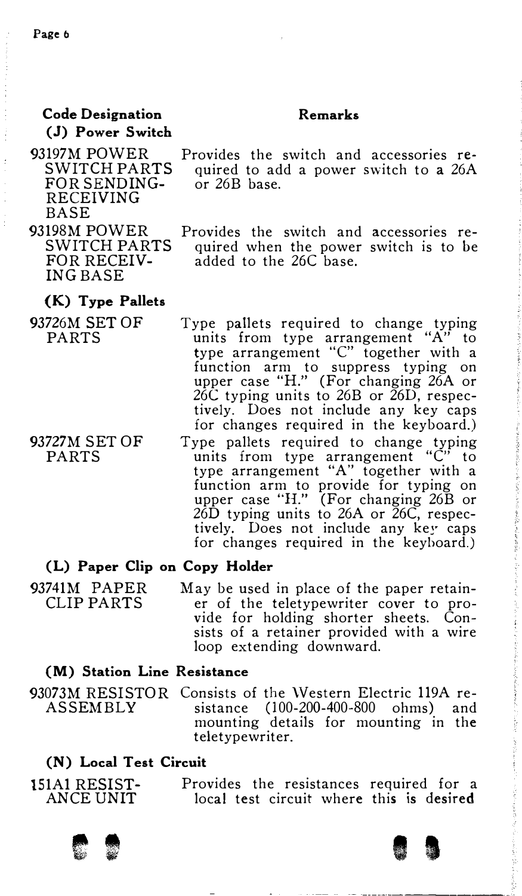| Code Designation | Remarks |
| --- | --- |
| **(J) Power Switch** | |
| 93197M POWER SWITCH PARTS FOR SENDING-RECEIVING BASE | Provides the switch and accessories required to add a power switch to a 26A or 26B base. |
| 93198M POWER SWITCH PARTS FOR RECEIVING BASE | Provides the switch and accessories required when the power switch is to be added to the 26C base. |
| **(K) Type Pallets** | |
| 93726M SET OF PARTS | Type pallets required to change typing units from type arrangement "A" to type arrangement "C" together with a function arm to suppress typing on upper case "H." (For changing 26A or 26C typing units to 26B or 26D, respectively. Does not include any key caps for changes required in the keyboard.) |
| 93727M SET OF PARTS | Type pallets required to change typing units from type arrangement "C" to type arrangement "A" together with a function arm to provide for typing on upper case "H." (For changing 26B or 26D typing units to 26A or 26C, respectively. Does not include any key caps for changes required in the keyboard.) |
| **(L) Paper Clip on Copy Holder** | |
| 93741M PAPER CLIP PARTS | May be used in place of the paper retainer of the teletypewriter cover to provide for holding shorter sheets. Consists of a retainer provided with a wire loop extending downward. |
| **(M) Station Line Resistance** | |
| 93073M RESISTOR ASSEMBLY | Consists of the Western Electric 119A resistance (100-200-400-800 ohms) and mounting details for mounting in the teletypewriter. |
| **(N) Local Test Circuit** | |
| 151A1 RESISTANCE UNIT | Provides the resistances required for a local test circuit where this is desired |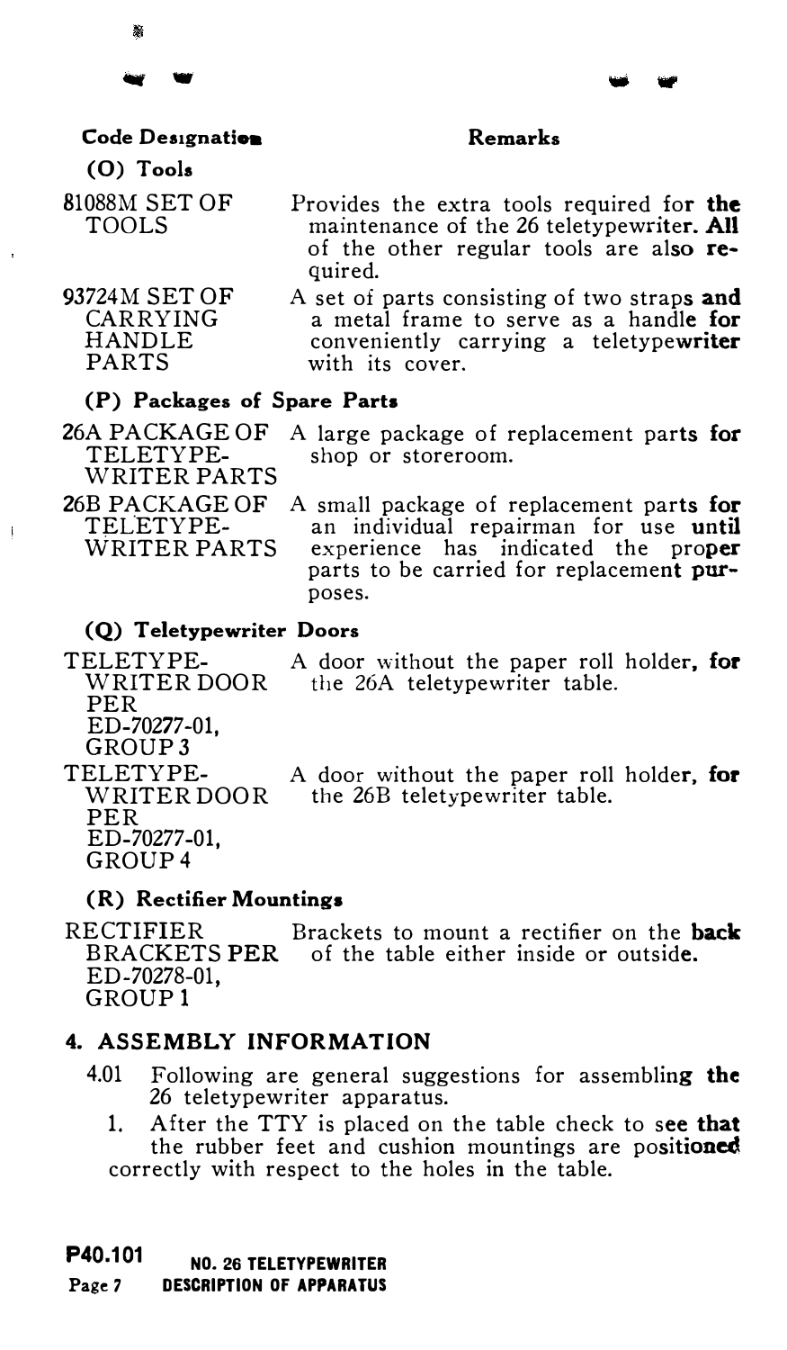| Code Designation | Remarks |
|---|---|
| **(O) Tools** | |
| 81088M SET OF TOOLS | Provides the extra tools required for the maintenance of the 26 teletypewriter. All of the other regular tools are also required. |
| 93724M SET OF CARRYING HANDLE PARTS | A set of parts consisting of two straps and a metal frame to serve as a handle for conveniently carrying a teletypewriter with its cover. |
| **(P) Packages of Spare Parts** | |
| 26A PACKAGE OF TELETYPEWRITER PARTS | A large package of replacement parts for shop or storeroom. |
| 26B PACKAGE OF TELETYPEWRITER PARTS | A small package of replacement parts for an individual repairman for use until experience has indicated the proper parts to be carried for replacement purposes. |
| **(Q) Teletypewriter Doors** | |
| TELETYPEWRITER DOOR PER ED-70277-01, GROUP 3 | A door without the paper roll holder, for the 26A teletypewriter table. |
| TELETYPEWRITER DOOR PER ED-70277-01, GROUP 4 | A door without the paper roll holder, for the 26B teletypewriter table. |
| **(R) Rectifier Mountings** | |
| RECTIFIER BRACKETS PER ED-70278-01, GROUP 1 | Brackets to mount a rectifier on the back of the table either inside or outside. |

## 4. ASSEMBLY INFORMATION

4.01 Following are general suggestions for assembling the 26 teletypewriter apparatus.

1. After the TTY is placed on the table check to see that the rubber feet and cushion mountings are positioned correctly with respect to the holes in the table.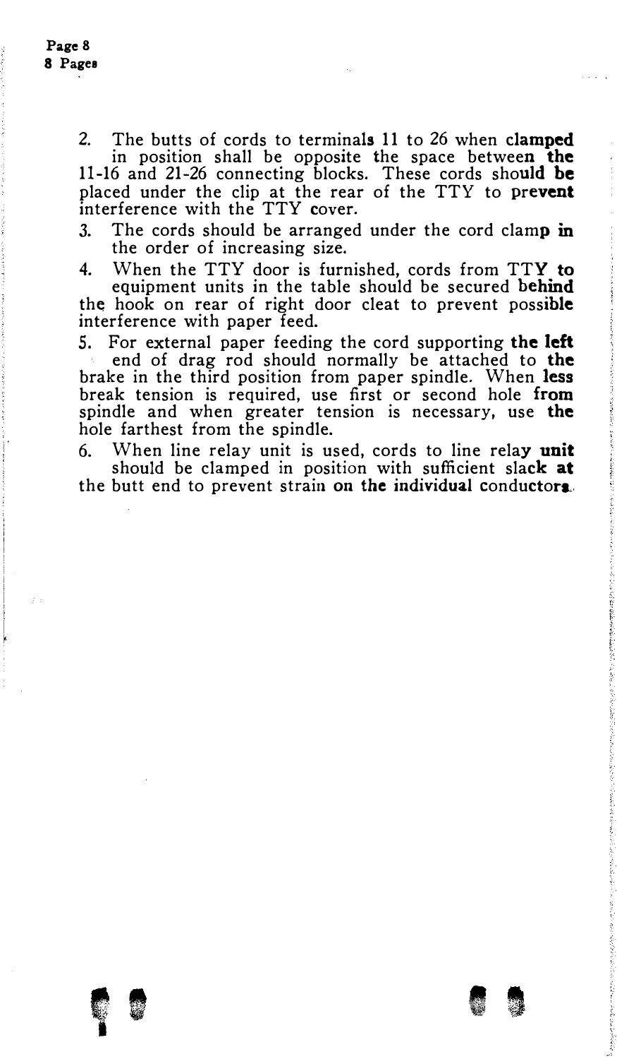2. The butts of cords to terminals 11 to 26 when clamped in position shall be opposite the space between the 11-16 and 21-26 connecting blocks. These cords should be placed under the clip at the rear of the TTY to prevent interference with the TTY cover.

3. The cords should be arranged under the cord clamp in the order of increasing size.

4. When the TTY door is furnished, cords from TTY to equipment units in the table should be secured behind the hook on rear of right door cleat to prevent possible interference with paper feed.

5. For external paper feeding the cord supporting the left end of drag rod should normally be attached to the brake in the third position from paper spindle. When less break tension is required, use first or second hole from spindle and when greater tension is necessary, use the hole farthest from the spindle.

6. When line relay unit is used, cords to line relay unit should be clamped in position with sufficient slack at the butt end to prevent strain on the individual conductors.